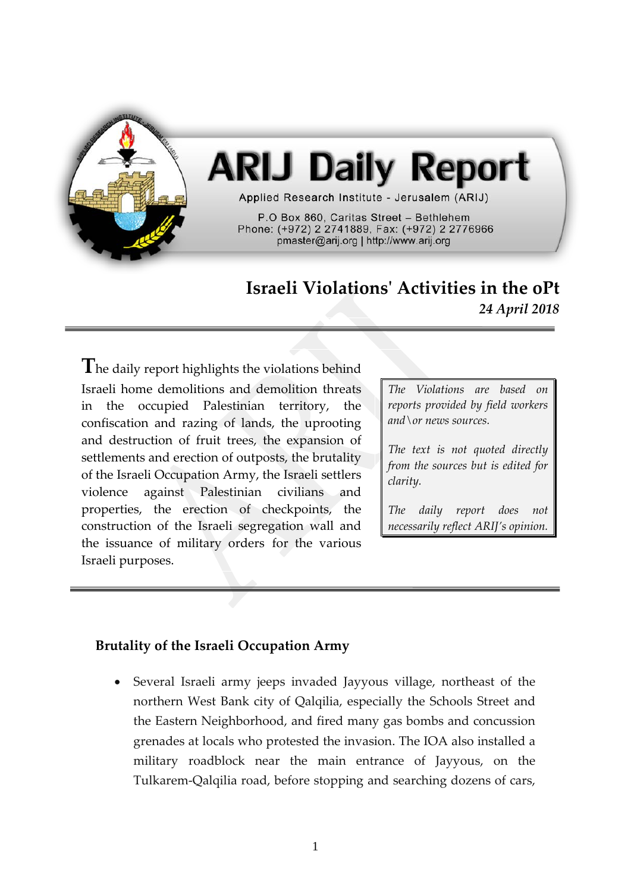# ARIJ Daily Report

Applied Research Institute - Jerusalem (ARIJ)

P.O Box 860, Caritas Street – Bethlehem
Phone: (+972) 2 2741889, Fax: (+972) 2 2776966
pmaster@arij.org | http://www.arij.org

## Israeli Violations' Activities in the oPt

*24 April 2018*

The daily report highlights the violations behind Israeli home demolitions and demolition threats in the occupied Palestinian territory, the confiscation and razing of lands, the uprooting and destruction of fruit trees, the expansion of settlements and erection of outposts, the brutality of the Israeli Occupation Army, the Israeli settlers violence against Palestinian civilians and properties, the erection of checkpoints, the construction of the Israeli segregation wall and the issuance of military orders for the various Israeli purposes.

*The Violations are based on reports provided by field workers and\or news sources.*

*The text is not quoted directly from the sources but is edited for clarity.*

*The daily report does not necessarily reflect ARIJ's opinion.*

**Brutality of the Israeli Occupation Army**

- Several Israeli army jeeps invaded Jayyous village, northeast of the northern West Bank city of Qalqilia, especially the Schools Street and the Eastern Neighborhood, and fired many gas bombs and concussion grenades at locals who protested the invasion. The IOA also installed a military roadblock near the main entrance of Jayyous, on the Tulkarem-Qalqilia road, before stopping and searching dozens of cars,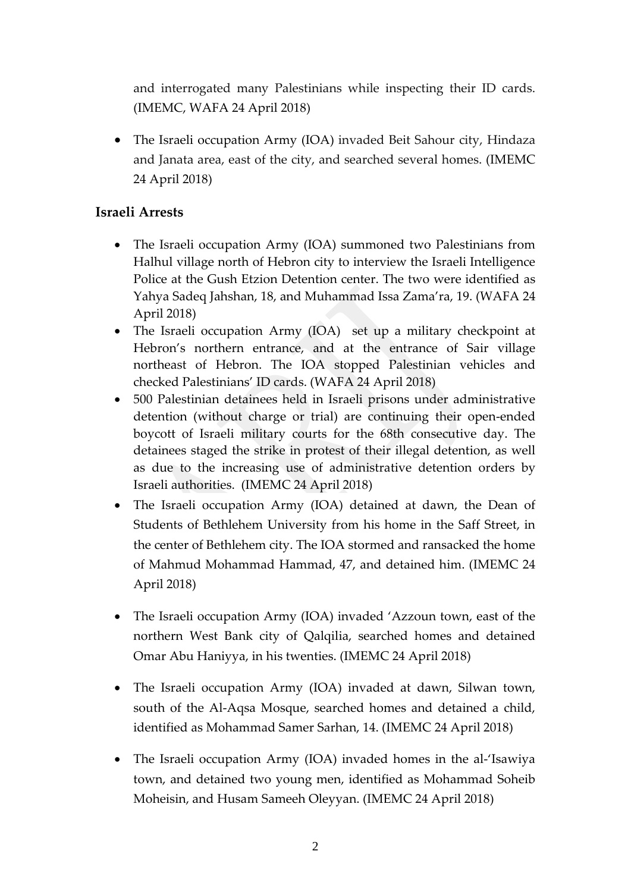and interrogated many Palestinians while inspecting their ID cards. (IMEMC, WAFA 24 April 2018)

- The Israeli occupation Army (IOA) invaded Beit Sahour city, Hindaza and Janata area, east of the city, and searched several homes. (IMEMC 24 April 2018)

### Israeli Arrests

- The Israeli occupation Army (IOA) summoned two Palestinians from Halhul village north of Hebron city to interview the Israeli Intelligence Police at the Gush Etzion Detention center. The two were identified as Yahya Sadeq Jahshan, 18, and Muhammad Issa Zama'ra, 19. (WAFA 24 April 2018)
- The Israeli occupation Army (IOA) set up a military checkpoint at Hebron's northern entrance, and at the entrance of Sair village northeast of Hebron. The IOA stopped Palestinian vehicles and checked Palestinians' ID cards. (WAFA 24 April 2018)
- 500 Palestinian detainees held in Israeli prisons under administrative detention (without charge or trial) are continuing their open-ended boycott of Israeli military courts for the 68th consecutive day. The detainees staged the strike in protest of their illegal detention, as well as due to the increasing use of administrative detention orders by Israeli authorities. (IMEMC 24 April 2018)
- The Israeli occupation Army (IOA) detained at dawn, the Dean of Students of Bethlehem University from his home in the Saff Street, in the center of Bethlehem city. The IOA stormed and ransacked the home of Mahmud Mohammad Hammad, 47, and detained him. (IMEMC 24 April 2018)
- The Israeli occupation Army (IOA) invaded 'Azzoun town, east of the northern West Bank city of Qalqilia, searched homes and detained Omar Abu Haniyya, in his twenties. (IMEMC 24 April 2018)
- The Israeli occupation Army (IOA) invaded at dawn, Silwan town, south of the Al-Aqsa Mosque, searched homes and detained a child, identified as Mohammad Samer Sarhan, 14. (IMEMC 24 April 2018)
- The Israeli occupation Army (IOA) invaded homes in the al-'Isawiya town, and detained two young men, identified as Mohammad Soheib Moheisin, and Husam Sameeh Oleyyan. (IMEMC 24 April 2018)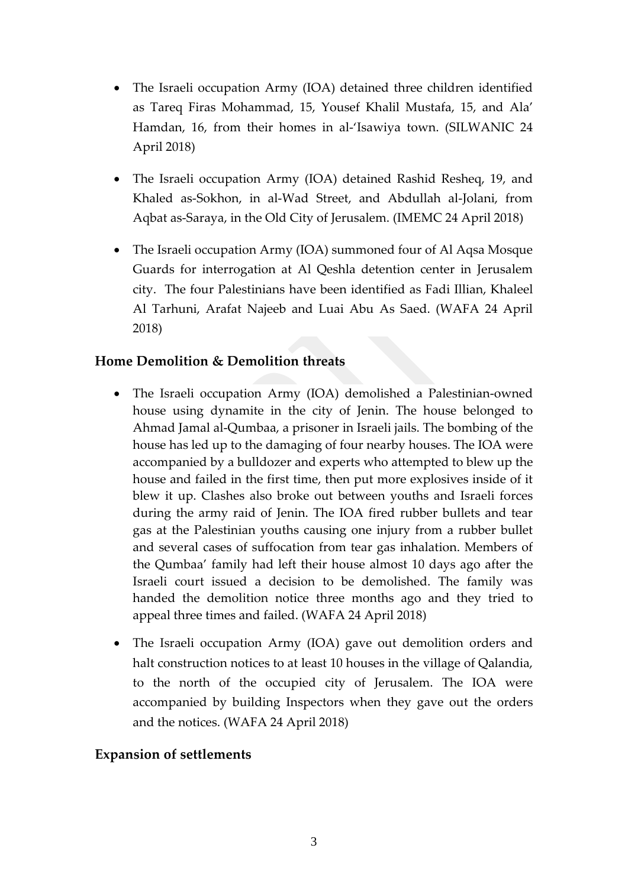- The Israeli occupation Army (IOA) detained three children identified as Tareq Firas Mohammad, 15, Yousef Khalil Mustafa, 15, and Ala' Hamdan, 16, from their homes in al-'Isawiya town. (SILWANIC 24 April 2018)

- The Israeli occupation Army (IOA) detained Rashid Resheq, 19, and Khaled as-Sokhon, in al-Wad Street, and Abdullah al-Jolani, from Aqbat as-Saraya, in the Old City of Jerusalem. (IMEMC 24 April 2018)

- The Israeli occupation Army (IOA) summoned four of Al Aqsa Mosque Guards for interrogation at Al Qeshla detention center in Jerusalem city. The four Palestinians have been identified as Fadi Illian, Khaleel Al Tarhuni, Arafat Najeeb and Luai Abu As Saed. (WAFA 24 April 2018)

## Home Demolition & Demolition threats

- The Israeli occupation Army (IOA) demolished a Palestinian-owned house using dynamite in the city of Jenin. The house belonged to Ahmad Jamal al-Qumbaa, a prisoner in Israeli jails. The bombing of the house has led up to the damaging of four nearby houses. The IOA were accompanied by a bulldozer and experts who attempted to blew up the house and failed in the first time, then put more explosives inside of it blew it up. Clashes also broke out between youths and Israeli forces during the army raid of Jenin. The IOA fired rubber bullets and tear gas at the Palestinian youths causing one injury from a rubber bullet and several cases of suffocation from tear gas inhalation. Members of the Qumbaa' family had left their house almost 10 days ago after the Israeli court issued a decision to be demolished. The family was handed the demolition notice three months ago and they tried to appeal three times and failed. (WAFA 24 April 2018)

- The Israeli occupation Army (IOA) gave out demolition orders and halt construction notices to at least 10 houses in the village of Qalandia, to the north of the occupied city of Jerusalem. The IOA were accompanied by building Inspectors when they gave out the orders and the notices. (WAFA 24 April 2018)

## Expansion of settlements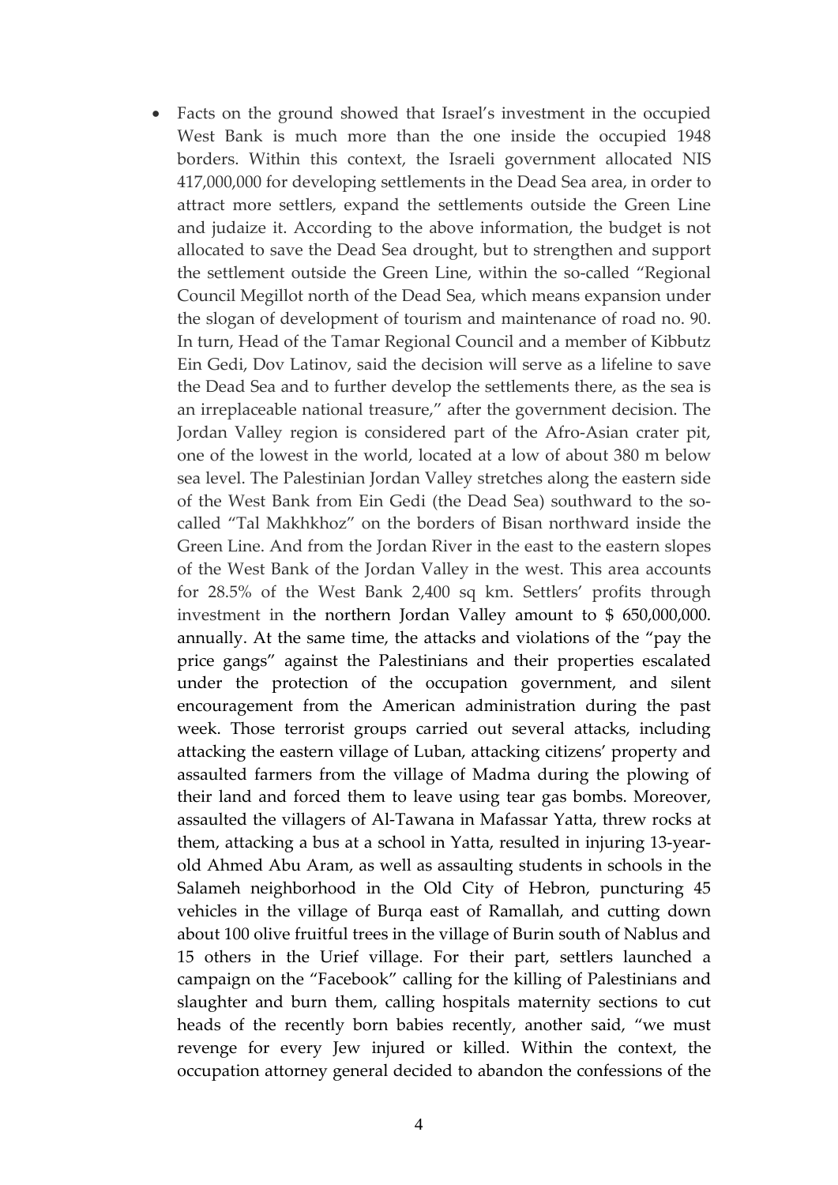- Facts on the ground showed that Israel's investment in the occupied West Bank is much more than the one inside the occupied 1948 borders. Within this context, the Israeli government allocated NIS 417,000,000 for developing settlements in the Dead Sea area, in order to attract more settlers, expand the settlements outside the Green Line and judaize it. According to the above information, the budget is not allocated to save the Dead Sea drought, but to strengthen and support the settlement outside the Green Line, within the so-called "Regional Council Megillot north of the Dead Sea, which means expansion under the slogan of development of tourism and maintenance of road no. 90. In turn, Head of the Tamar Regional Council and a member of Kibbutz Ein Gedi, Dov Latinov, said the decision will serve as a lifeline to save the Dead Sea and to further develop the settlements there, as the sea is an irreplaceable national treasure," after the government decision. The Jordan Valley region is considered part of the Afro-Asian crater pit, one of the lowest in the world, located at a low of about 380 m below sea level. The Palestinian Jordan Valley stretches along the eastern side of the West Bank from Ein Gedi (the Dead Sea) southward to the so-called "Tal Makhkhoz" on the borders of Bisan northward inside the Green Line. And from the Jordan River in the east to the eastern slopes of the West Bank of the Jordan Valley in the west. This area accounts for 28.5% of the West Bank 2,400 sq km. Settlers' profits through investment in the northern Jordan Valley amount to $ 650,000,000. annually. At the same time, the attacks and violations of the "pay the price gangs" against the Palestinians and their properties escalated under the protection of the occupation government, and silent encouragement from the American administration during the past week. Those terrorist groups carried out several attacks, including attacking the eastern village of Luban, attacking citizens' property and assaulted farmers from the village of Madma during the plowing of their land and forced them to leave using tear gas bombs. Moreover, assaulted the villagers of Al-Tawana in Mafassar Yatta, threw rocks at them, attacking a bus at a school in Yatta, resulted in injuring 13-year-old Ahmed Abu Aram, as well as assaulting students in schools in the Salameh neighborhood in the Old City of Hebron, puncturing 45 vehicles in the village of Burqa east of Ramallah, and cutting down about 100 olive fruitful trees in the village of Burin south of Nablus and 15 others in the Urief village. For their part, settlers launched a campaign on the "Facebook" calling for the killing of Palestinians and slaughter and burn them, calling hospitals maternity sections to cut heads of the recently born babies recently, another said, "we must revenge for every Jew injured or killed. Within the context, the occupation attorney general decided to abandon the confessions of the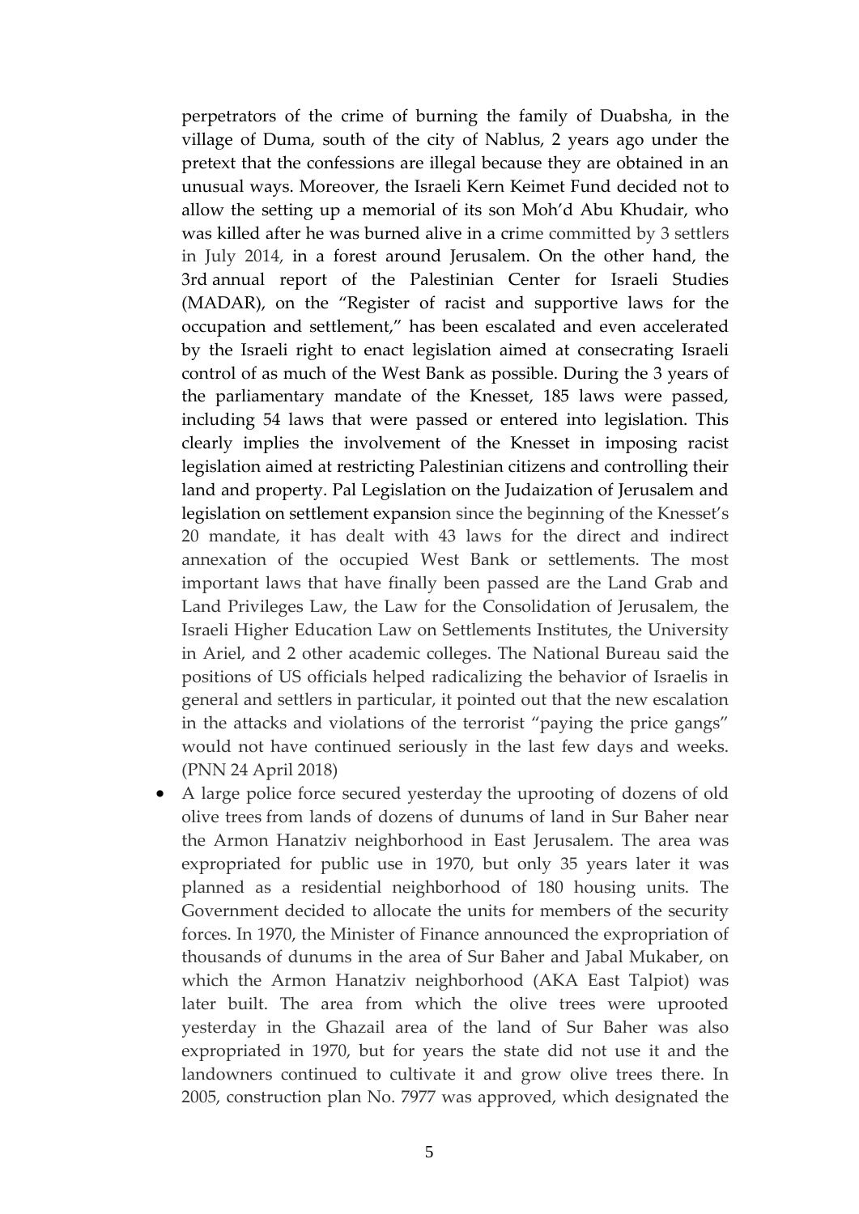perpetrators of the crime of burning the family of Duabsha, in the village of Duma, south of the city of Nablus, 2 years ago under the pretext that the confessions are illegal because they are obtained in an unusual ways. Moreover, the Israeli Kern Keimet Fund decided not to allow the setting up a memorial of its son Moh'd Abu Khudair, who was killed after he was burned alive in a crime committed by 3 settlers in July 2014, in a forest around Jerusalem. On the other hand, the 3rd annual report of the Palestinian Center for Israeli Studies (MADAR), on the "Register of racist and supportive laws for the occupation and settlement," has been escalated and even accelerated by the Israeli right to enact legislation aimed at consecrating Israeli control of as much of the West Bank as possible. During the 3 years of the parliamentary mandate of the Knesset, 185 laws were passed, including 54 laws that were passed or entered into legislation. This clearly implies the involvement of the Knesset in imposing racist legislation aimed at restricting Palestinian citizens and controlling their land and property. Pal Legislation on the Judaization of Jerusalem and legislation on settlement expansion since the beginning of the Knesset's 20 mandate, it has dealt with 43 laws for the direct and indirect annexation of the occupied West Bank or settlements. The most important laws that have finally been passed are the Land Grab and Land Privileges Law, the Law for the Consolidation of Jerusalem, the Israeli Higher Education Law on Settlements Institutes, the University in Ariel, and 2 other academic colleges. The National Bureau said the positions of US officials helped radicalizing the behavior of Israelis in general and settlers in particular, it pointed out that the new escalation in the attacks and violations of the terrorist "paying the price gangs" would not have continued seriously in the last few days and weeks. (PNN 24 April 2018)

- A large police force secured yesterday the uprooting of dozens of old olive trees from lands of dozens of dunums of land in Sur Baher near the Armon Hanatziv neighborhood in East Jerusalem. The area was expropriated for public use in 1970, but only 35 years later it was planned as a residential neighborhood of 180 housing units. The Government decided to allocate the units for members of the security forces. In 1970, the Minister of Finance announced the expropriation of thousands of dunums in the area of Sur Baher and Jabal Mukaber, on which the Armon Hanatziv neighborhood (AKA East Talpiot) was later built. The area from which the olive trees were uprooted yesterday in the Ghazail area of the land of Sur Baher was also expropriated in 1970, but for years the state did not use it and the landowners continued to cultivate it and grow olive trees there. In 2005, construction plan No. 7977 was approved, which designated the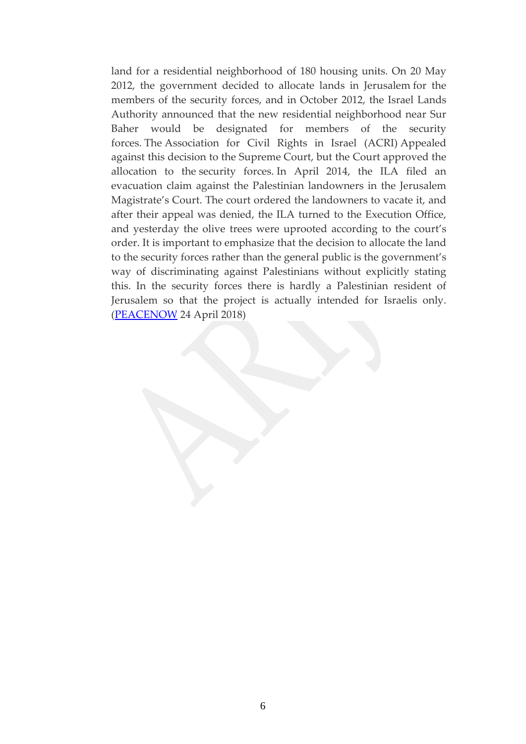land for a residential neighborhood of 180 housing units. On 20 May 2012, the government decided to allocate lands in Jerusalem for the members of the security forces, and in October 2012, the Israel Lands Authority announced that the new residential neighborhood near Sur Baher would be designated for members of the security forces. The Association for Civil Rights in Israel (ACRI) Appealed against this decision to the Supreme Court, but the Court approved the allocation to the security forces. In April 2014, the ILA filed an evacuation claim against the Palestinian landowners in the Jerusalem Magistrate's Court. The court ordered the landowners to vacate it, and after their appeal was denied, the ILA turned to the Execution Office, and yesterday the olive trees were uprooted according to the court's order. It is important to emphasize that the decision to allocate the land to the security forces rather than the general public is the government's way of discriminating against Palestinians without explicitly stating this. In the security forces there is hardly a Palestinian resident of Jerusalem so that the project is actually intended for Israelis only. (PEACENOW 24 April 2018)